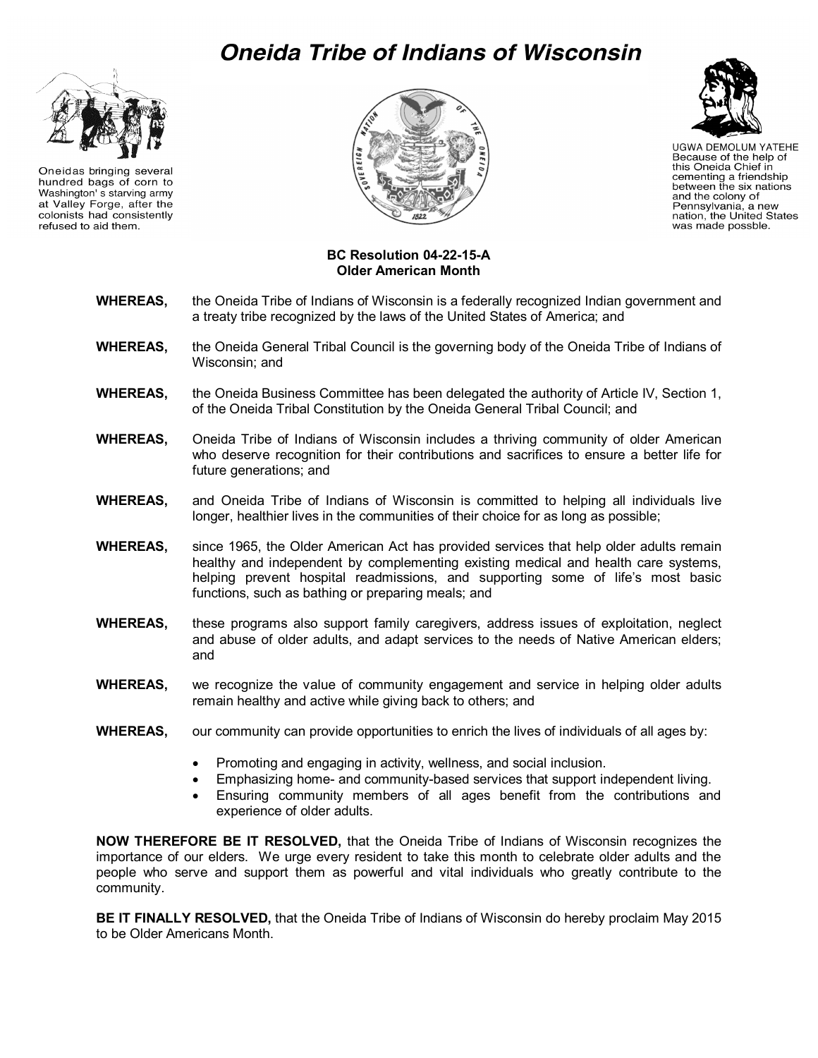# Oneida Tribe of Indians of Wisconsin

Oneidas bringing several hundred bags of corn to Washington' s starving army at Valley Forge, after the colonists had consistently refused to aid them.

UGWA DEMOLUM YATEHE
Because of the help of this Oneida Chief in cementing a friendship between the six nations and the colony of Pennsylvania, a new nation, the United States was made possble.

**BC Resolution 04-22-15-A**
**Older American Month**

**WHEREAS,** the Oneida Tribe of Indians of Wisconsin is a federally recognized Indian government and a treaty tribe recognized by the laws of the United States of America; and

**WHEREAS,** the Oneida General Tribal Council is the governing body of the Oneida Tribe of Indians of Wisconsin; and

**WHEREAS,** the Oneida Business Committee has been delegated the authority of Article IV, Section 1, of the Oneida Tribal Constitution by the Oneida General Tribal Council; and

**WHEREAS,** Oneida Tribe of Indians of Wisconsin includes a thriving community of older American who deserve recognition for their contributions and sacrifices to ensure a better life for future generations; and

**WHEREAS,** and Oneida Tribe of Indians of Wisconsin is committed to helping all individuals live longer, healthier lives in the communities of their choice for as long as possible;

**WHEREAS,** since 1965, the Older American Act has provided services that help older adults remain healthy and independent by complementing existing medical and health care systems, helping prevent hospital readmissions, and supporting some of life's most basic functions, such as bathing or preparing meals; and

**WHEREAS,** these programs also support family caregivers, address issues of exploitation, neglect and abuse of older adults, and adapt services to the needs of Native American elders; and

**WHEREAS,** we recognize the value of community engagement and service in helping older adults remain healthy and active while giving back to others; and

**WHEREAS,** our community can provide opportunities to enrich the lives of individuals of all ages by:

- Promoting and engaging in activity, wellness, and social inclusion.
- Emphasizing home- and community-based services that support independent living.
- Ensuring community members of all ages benefit from the contributions and experience of older adults.

**NOW THEREFORE BE IT RESOLVED,** that the Oneida Tribe of Indians of Wisconsin recognizes the importance of our elders. We urge every resident to take this month to celebrate older adults and the people who serve and support them as powerful and vital individuals who greatly contribute to the community.

**BE IT FINALLY RESOLVED,** that the Oneida Tribe of Indians of Wisconsin do hereby proclaim May 2015 to be Older Americans Month.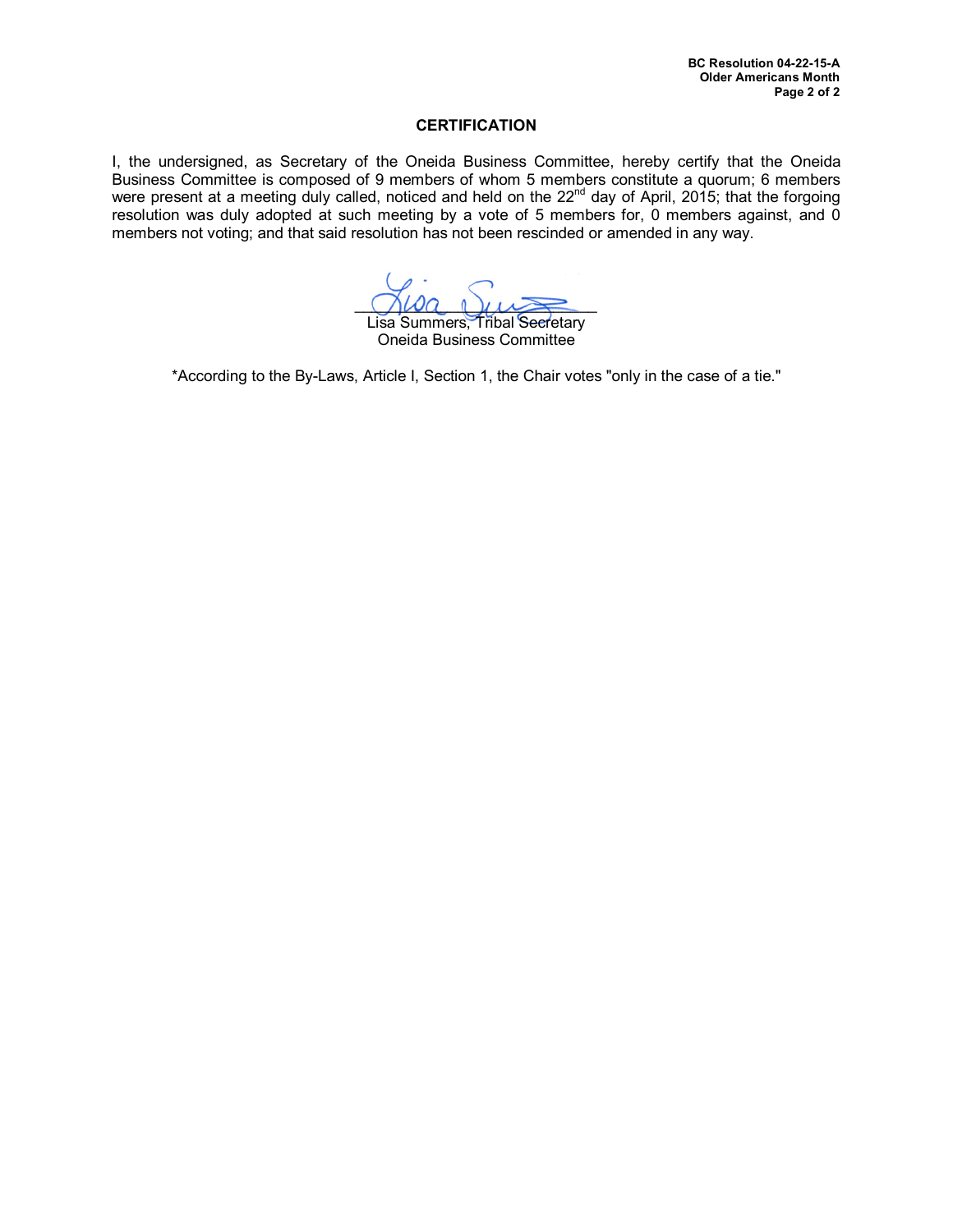## CERTIFICATION

I, the undersigned, as Secretary of the Oneida Business Committee, hereby certify that the Oneida Business Committee is composed of 9 members of whom 5 members constitute a quorum; 6 members were present at a meeting duly called, noticed and held on the 22nd day of April, 2015; that the forgoing resolution was duly adopted at such meeting by a vote of 5 members for, 0 members against, and 0 members not voting; and that said resolution has not been rescinded or amended in any way.

Lisa Summers, Tribal Secretary
Oneida Business Committee

*According to the By-Laws, Article I, Section 1, the Chair votes "only in the case of a tie."